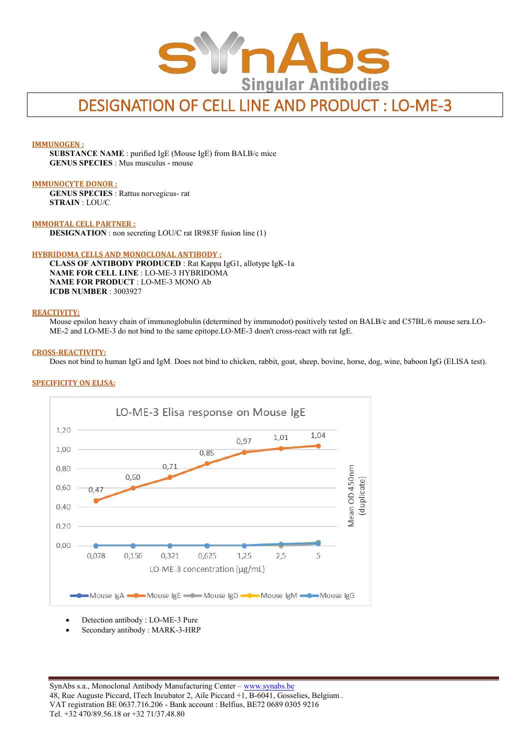# DESIGNATION OF CELL LINE AND PRODUCT : LO-ME-3

**IMMUNOGEN :**

**SUBSTANCE NAME** : purified IgE (Mouse IgE) from BALB/c mice
**GENUS SPECIES** : Mus musculus - mouse

**IMMUNOCYTE DONOR :**

**GENUS SPECIES** : Rattus norvegicus- rat
**STRAIN** : LOU/C

**IMMORTAL CELL PARTNER :**

**DESIGNATION** : non secreting LOU/C rat IR983F fusion line (1)

**HYBRIDOMA CELLS AND MONOCLONAL ANTIBODY :**

**CLASS OF ANTIBODY PRODUCED** : Rat Kappa IgG1, allotype IgK-1a
**NAME FOR CELL LINE** : LO-ME-3 HYBRIDOMA
**NAME FOR PRODUCT** : LO-ME-3 MONO Ab
**ICDB NUMBER** : 3003927

**REACTIVITY:**

Mouse epsilon heavy chain of immunoglobulin (determined by immunodot) positively tested on BALB/c and C57BL/6 mouse sera.LO-ME-2 and LO-ME-3 do not bind to the same epitope.LO-ME-3 doen't cross-react with rat IgE.

**CROSS-REACTIVITY:**

Does not bind to human IgG and IgM. Does not bind to chicken, rabbit, goat, sheep, bovine, horse, dog, wine, baboon IgG (ELISA test).

**SPECIFICITY ON ELISA:**

LO-ME-3 Elisa response on Mouse IgE

| LO-ME-3 concentration (µg/mL) | 0,078 | 0,156 | 0,321 | 0,625 | 1,25 | 2,5 | 5 |
|---|---|---|---|---|---|---|---|
| Mouse IgE (Mean OD 450nm (duplicate)) | 0,47 | 0,60 | 0,71 | 0,85 | 0,97 | 1,01 | 1,04 |

Legend: Mouse IgA, Mouse IgE, Mouse IgD, Mouse IgM, Mouse IgG

- Detection antibody : LO-ME-3 Pure
- Secondary antibody : MARK-3-HRP

SynAbs s.a., Monoclonal Antibody Manufacturing Center – www.synabs.be
48, Rue Auguste Piccard, ITech Incubator 2, Aile Piccard +1, B-6041, Gosselies, Belgium .
VAT registration BE 0637.716.206 - Bank account : Belfius, BE72 0689 0305 9216
Tel. +32 470/89.56.18 or +32 71/37.48.80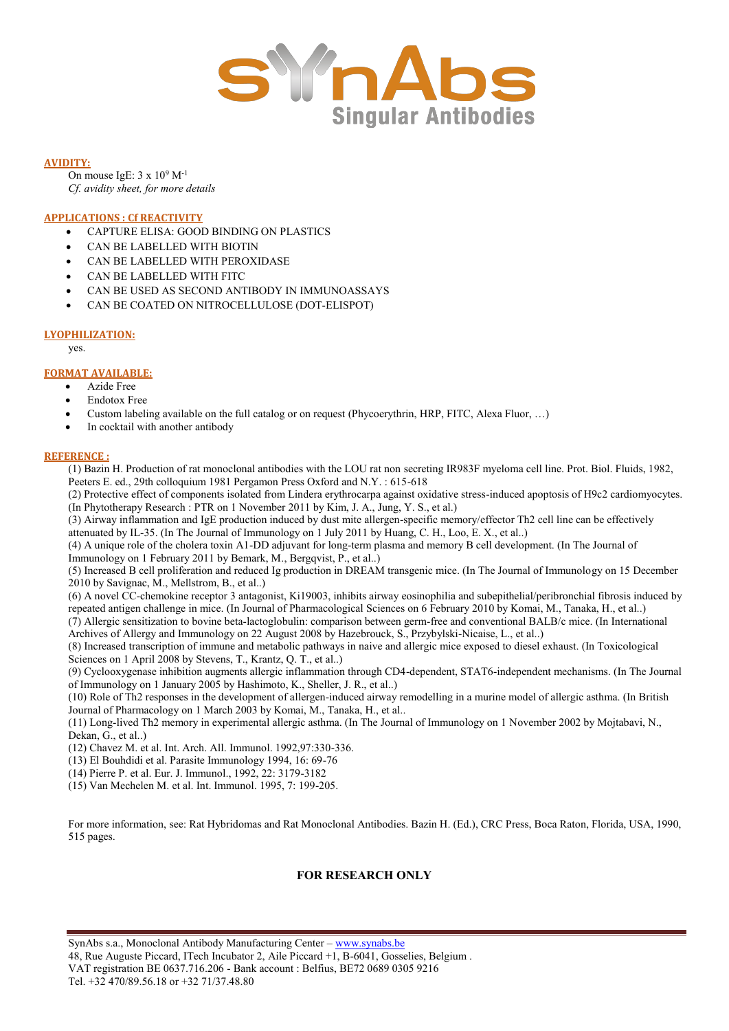**AVIDITY:**

On mouse IgE: $3 \times 10^9$ $M^{-1}$

*Cf. avidity sheet, for more details*

**APPLICATIONS : Cf REACTIVITY**

- CAPTURE ELISA: GOOD BINDING ON PLASTICS
- CAN BE LABELLED WITH BIOTIN
- CAN BE LABELLED WITH PEROXIDASE
- CAN BE LABELLED WITH FITC
- CAN BE USED AS SECOND ANTIBODY IN IMMUNOASSAYS
- CAN BE COATED ON NITROCELLULOSE (DOT-ELISPOT)

**LYOPHILIZATION:**

yes.

**FORMAT AVAILABLE:**

- Azide Free
- Endotox Free
- Custom labeling available on the full catalog or on request (Phycoerythrin, HRP, FITC, Alexa Fluor, …)
- In cocktail with another antibody

**REFERENCE :**

(1) Bazin H. Production of rat monoclonal antibodies with the LOU rat non secreting IR983F myeloma cell line. Prot. Biol. Fluids, 1982, Peeters E. ed., 29th colloquium 1981 Pergamon Press Oxford and N.Y. : 615-618

(2) Protective effect of components isolated from Lindera erythrocarpa against oxidative stress-induced apoptosis of H9c2 cardiomyocytes. (In Phytotherapy Research : PTR on 1 November 2011 by Kim, J. A., Jung, Y. S., et al.)

(3) Airway inflammation and IgE production induced by dust mite allergen-specific memory/effector Th2 cell line can be effectively attenuated by IL-35. (In The Journal of Immunology on 1 July 2011 by Huang, C. H., Loo, E. X., et al..)

(4) A unique role of the cholera toxin A1-DD adjuvant for long-term plasma and memory B cell development. (In The Journal of Immunology on 1 February 2011 by Bemark, M., Bergqvist, P., et al..)

(5) Increased B cell proliferation and reduced Ig production in DREAM transgenic mice. (In The Journal of Immunology on 15 December 2010 by Savignac, M., Mellstrom, B., et al..)

(6) A novel CC-chemokine receptor 3 antagonist, Ki19003, inhibits airway eosinophilia and subepithelial/peribronchial fibrosis induced by repeated antigen challenge in mice. (In Journal of Pharmacological Sciences on 6 February 2010 by Komai, M., Tanaka, H., et al..)

(7) Allergic sensitization to bovine beta-lactoglobulin: comparison between germ-free and conventional BALB/c mice. (In International Archives of Allergy and Immunology on 22 August 2008 by Hazebrouck, S., Przybylski-Nicaise, L., et al..)

(8) Increased transcription of immune and metabolic pathways in naive and allergic mice exposed to diesel exhaust. (In Toxicological Sciences on 1 April 2008 by Stevens, T., Krantz, Q. T., et al..)

(9) Cyclooxygenase inhibition augments allergic inflammation through CD4-dependent, STAT6-independent mechanisms. (In The Journal of Immunology on 1 January 2005 by Hashimoto, K., Sheller, J. R., et al..)

(10) Role of Th2 responses in the development of allergen-induced airway remodelling in a murine model of allergic asthma. (In British Journal of Pharmacology on 1 March 2003 by Komai, M., Tanaka, H., et al..

(11) Long-lived Th2 memory in experimental allergic asthma. (In The Journal of Immunology on 1 November 2002 by Mojtabavi, N., Dekan, G., et al..)

(12) Chavez M. et al. Int. Arch. All. Immunol. 1992,97:330-336.

(13) El Bouhdidi et al. Parasite Immunology 1994, 16: 69-76

(14) Pierre P. et al. Eur. J. Immunol., 1992, 22: 3179-3182

(15) Van Mechelen M. et al. Int. Immunol. 1995, 7: 199-205.

For more information, see: Rat Hybridomas and Rat Monoclonal Antibodies. Bazin H. (Ed.), CRC Press, Boca Raton, Florida, USA, 1990, 515 pages.

**FOR RESEARCH ONLY**

SynAbs s.a., Monoclonal Antibody Manufacturing Center – www.synabs.be
48, Rue Auguste Piccard, ITech Incubator 2, Aile Piccard +1, B-6041, Gosselies, Belgium .
VAT registration BE 0637.716.206 - Bank account : Belfius, BE72 0689 0305 9216
Tel. +32 470/89.56.18 or +32 71/37.48.80